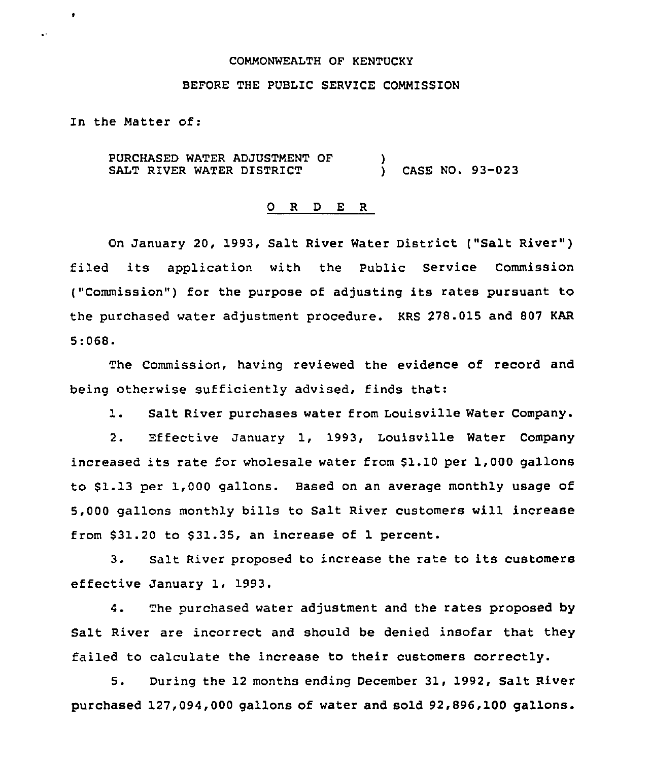COMMONWEALTH OF KENTUCKY

BEFORE THE PUBLIC SERVICE COMMISSION

In the Matter of:

PURCHASED WATER ADJUSTMENT OF SALT RIVER WATER DISTRICT ) CASE NO. 93-023

## O R D E R

On January 20, 1993, Salt River Water District ("Salt River") filed its application with the Public Service Commission ("Commission") for the purpose of adjusting its rates pursuant to the purchased water adjustment procedure. KRS 278.015 and 807 KAR 5:068.

The Commission, having reviewed the evidence of record and being otherwise sufficiently advised, finds that:

1. Salt River purchases water from Louisville Water Company.

2. Effective January 1, 1993, Louisville Water Company increased its rate for wholesale water from $1.10 per 1,000 gallons to $1.13 per 1,000 gallons. Based on an average monthly usage of 5,000 gallons monthly bills to Salt River customers will increase from $31.20 to $31.35, an increase of 1 percent.

3. Salt River proposed to increase the rate to its customers effective January 1, 1993.

4. The purchased water adjustment and the rates proposed by Salt River are incorrect and should be denied insofar that they failed to calculate the increase to their customers correctly.

5. During the 12 months ending December 31, 1992, Salt River purchased 127,094,000 gallons of water and sold 92,896,100 gallons.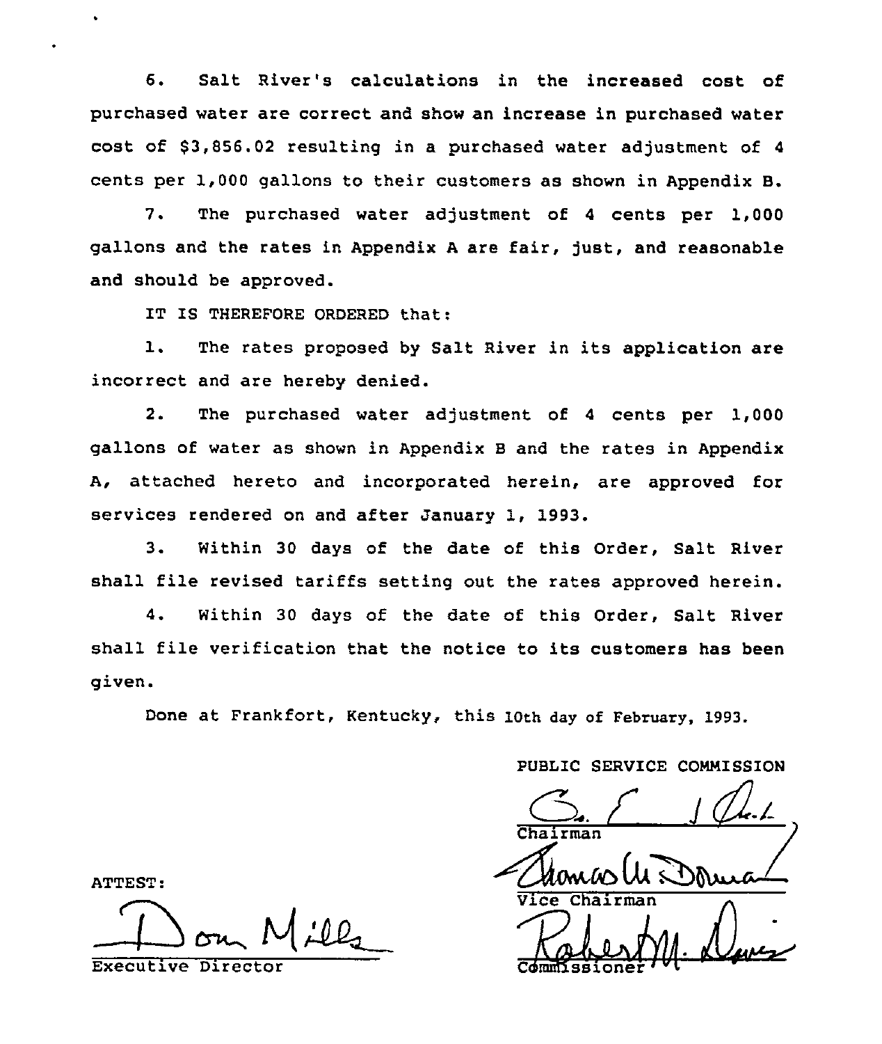6. Salt River's calculations in the increased cost of purchased water are correct and show an increase in purchased water cost of $3,856.02 resulting in a purchased water adjustment of 4 cents per 1,000 gallons to their customers as shown in Appendix B.

7. The purchased water adjustment of 4 cents per 1,000 gallons and the rates in Appendix A are fair, just, and reasonable and should be approved.

IT IS THEREFORE ORDERED that:

1. The rates proposed by Salt River in its application are incorrect and are hereby denied.

2. The purchased water adjustment of 4 cents per 1,000 gallons of water as shown in Appendix B and the rates in Appendix A, attached hereto and incorporated herein, are approved for services rendered on and after January 1, 1993.

3. Within 30 days of the date of this Order, Salt River shall file revised tariffs setting out the rates approved herein.

4. Within 30 days of the date of this Order, Salt River shall file verification that the notice to its customers has been given.

Done at Frankfort, Kentucky, this 10th day of February, 1993.

PUBLIC SERVICE COMMISSION

Chairman

Vice Chairman

Commissioner

ATTEST:

Executive Director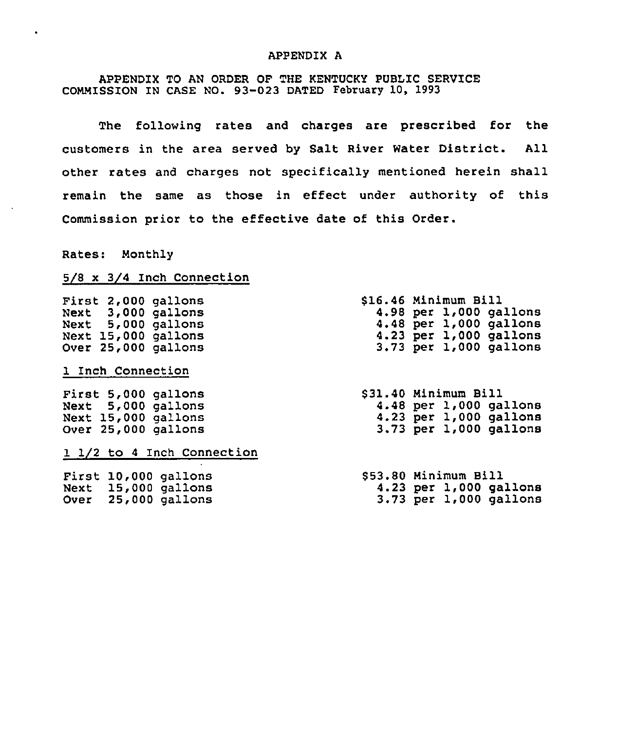# APPENDIX A

APPENDIX TO AN ORDER OF THE KENTUCKY PUBLIC SERVICE COMMISSION IN CASE NO. 93-023 DATED February 10, 1993

The following rates and charges are prescribed for the customers in the area served by Salt River Water District. All other rates and charges not specifically mentioned herein shall remain the same as those in effect under authority of this Commission prior to the effective date of this Order.

Rates: Monthly

5/8 x 3/4 Inch Connection

| | |
|---|---|
| First 2,000 gallons | $16.46 Minimum Bill |
| Next 3,000 gallons | 4.98 per 1,000 gallons |
| Next 5,000 gallons | 4.48 per 1,000 gallons |
| Next 15,000 gallons | 4.23 per 1,000 gallons |
| Over 25,000 gallons | 3.73 per 1,000 gallons |

1 Inch Connection

| | |
|---|---|
| First 5,000 gallons | $31.40 Minimum Bill |
| Next 5,000 gallons | 4.48 per 1,000 gallons |
| Next 15,000 gallons | 4.23 per 1,000 gallons |
| Over 25,000 gallons | 3.73 per 1,000 gallons |

1 1/2 to 4 Inch Connection

| | |
|---|---|
| First 10,000 gallons | $53.80 Minimum Bill |
| Next 15,000 gallons | 4.23 per 1,000 gallons |
| Over 25,000 gallons | 3.73 per 1,000 gallons |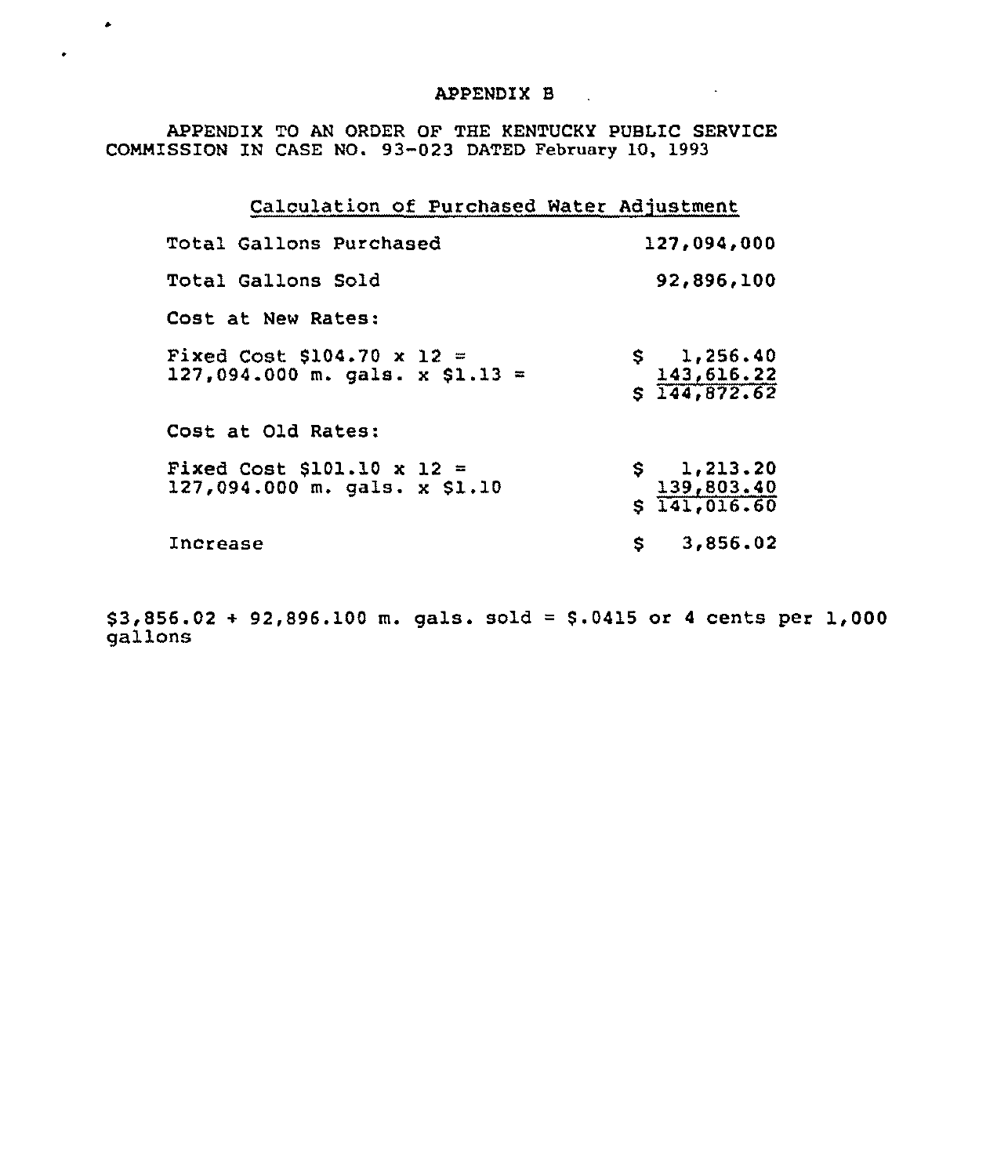APPENDIX B

APPENDIX TO AN ORDER OF THE KENTUCKY PUBLIC SERVICE COMMISSION IN CASE NO. 93-023 DATED February 10, 1993

## Calculation of Purchased Water Adjustment

| | |
|---|---|
| Total Gallons Purchased | 127,094,000 |
| Total Gallons Sold | 92,896,100 |
| Cost at New Rates: | |
| Fixed Cost $104.70 x 12 = | $ 1,256.40 |
| 127,094.000 m. gals. x $1.13 = | 143,616.22 |
| | $ 144,872.62 |
| Cost at Old Rates: | |
| Fixed Cost $101.10 x 12 = | $ 1,213.20 |
| 127,094.000 m. gals. x $1.10 | 139,803.40 |
| | $ 141,016.60 |
| Increase | $ 3,856.02 |

$3,856.02 ÷ 92,896.100 m. gals. sold = $.0415 or 4 cents per 1,000 gallons